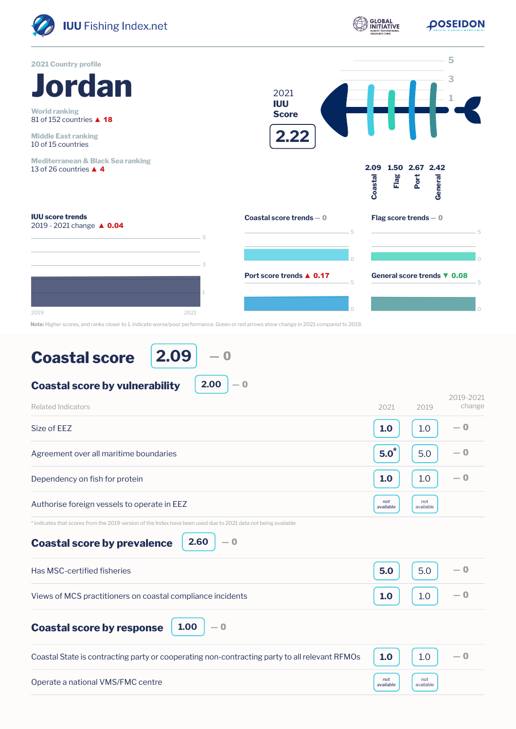IUU Fishing Index.net

2021 Country profile

# Jordan

**World ranking**
81 of 152 countries ▲ 18

**Middle East ranking**
10 of 15 countries

**Mediterranean & Black Sea ranking**
13 of 26 countries ▲ 4

2021 **IUU Score**

**2.22**

| Coastal | Flag | Port | General |
|---|---|---|---|
| 2.09 | 1.50 | 2.67 | 2.42 |

**IUU score trends**
2019 - 2021 change ▲ 0.04

**Coastal score trends** — 0

**Flag score trends** — 0

**Port score trends** ▲ 0.17

**General score trends** ▼ 0.08

**Note:** Higher scores, and ranks closer to 1, indicate worse/poor performance. Green or red arrows show change in 2021 compared to 2019.

## Coastal score 2.09 — 0

### Coastal score by vulnerability 2.00 — 0

| Related Indicators | 2021 | 2019 | 2019-2021 change |
|---|---|---|---|
| Size of EEZ | 1.0 | 1.0 | — 0 |
| Agreement over all maritime boundaries | 5.0* | 5.0 | — 0 |
| Dependency on fish for protein | 1.0 | 1.0 | — 0 |
| Authorise foreign vessels to operate in EEZ | not available | not available | |

* indicates that scores from the 2019 version of the Index have been used due to 2021 data not being available

### Coastal score by prevalence 2.60 — 0

| Related Indicators | 2021 | 2019 | 2019-2021 change |
|---|---|---|---|
| Has MSC-certified fisheries | 5.0 | 5.0 | — 0 |
| Views of MCS practitioners on coastal compliance incidents | 1.0 | 1.0 | — 0 |

### Coastal score by response 1.00 — 0

| Related Indicators | 2021 | 2019 | 2019-2021 change |
|---|---|---|---|
| Coastal State is contracting party or cooperating non-contracting party to all relevant RFMOs | 1.0 | 1.0 | — 0 |
| Operate a national VMS/FMC centre | not available | not available | |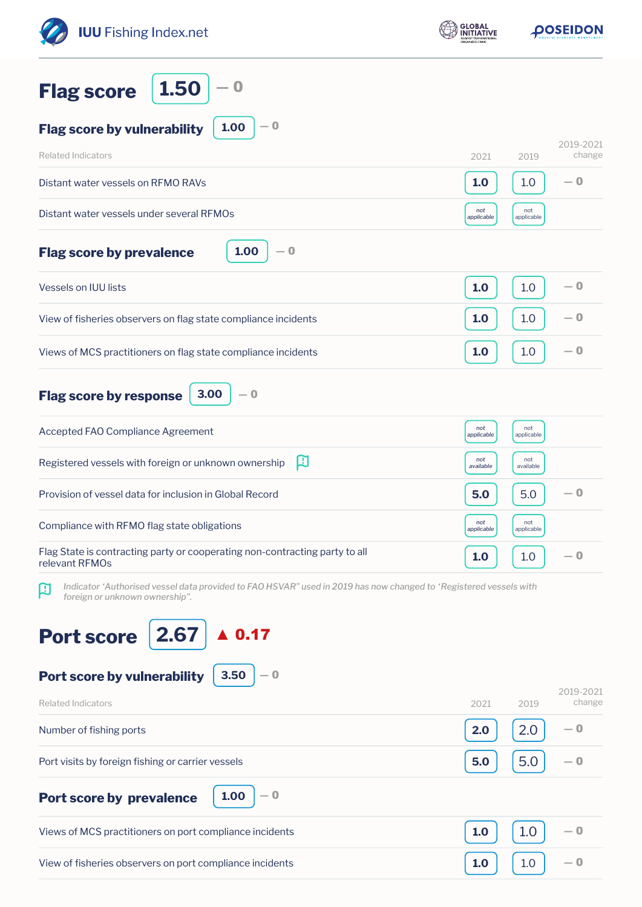## Flag score 1.50 — 0

### Flag score by vulnerability 1.00 — 0

| Related Indicators | 2021 | 2019 | 2019-2021 change |
|---|---|---|---|
| Distant water vessels on RFMO RAVs | 1.0 | 1.0 | — 0 |
| Distant water vessels under several RFMOs | not applicable | not applicable | |

### Flag score by prevalence 1.00 — 0

| Related Indicators | 2021 | 2019 | 2019-2021 change |
|---|---|---|---|
| Vessels on IUU lists | 1.0 | 1.0 | — 0 |
| View of fisheries observers on flag state compliance incidents | 1.0 | 1.0 | — 0 |
| Views of MCS practitioners on flag state compliance incidents | 1.0 | 1.0 | — 0 |

### Flag score by response 3.00 — 0

| Related Indicators | 2021 | 2019 | 2019-2021 change |
|---|---|---|---|
| Accepted FAO Compliance Agreement | not applicable | not applicable | |
| Registered vessels with foreign or unknown ownership | not available | not available | |
| Provision of vessel data for inclusion in Global Record | 5.0 | 5.0 | — 0 |
| Compliance with RFMO flag state obligations | not applicable | not applicable | |
| Flag State is contracting party or cooperating non-contracting party to all relevant RFMOs | 1.0 | 1.0 | — 0 |

*Indicator 'Authorised vessel data provided to FAO HSVAR" used in 2019 has now changed to 'Registered vessels with foreign or unknown ownership".*

## Port score 2.67 ▲ 0.17

### Port score by vulnerability 3.50 — 0

| Related Indicators | 2021 | 2019 | 2019-2021 change |
|---|---|---|---|
| Number of fishing ports | 2.0 | 2.0 | — 0 |
| Port visits by foreign fishing or carrier vessels | 5.0 | 5.0 | — 0 |

### Port score by prevalence 1.00 — 0

| Related Indicators | 2021 | 2019 | 2019-2021 change |
|---|---|---|---|
| Views of MCS practitioners on port compliance incidents | 1.0 | 1.0 | — 0 |
| View of fisheries observers on port compliance incidents | 1.0 | 1.0 | — 0 |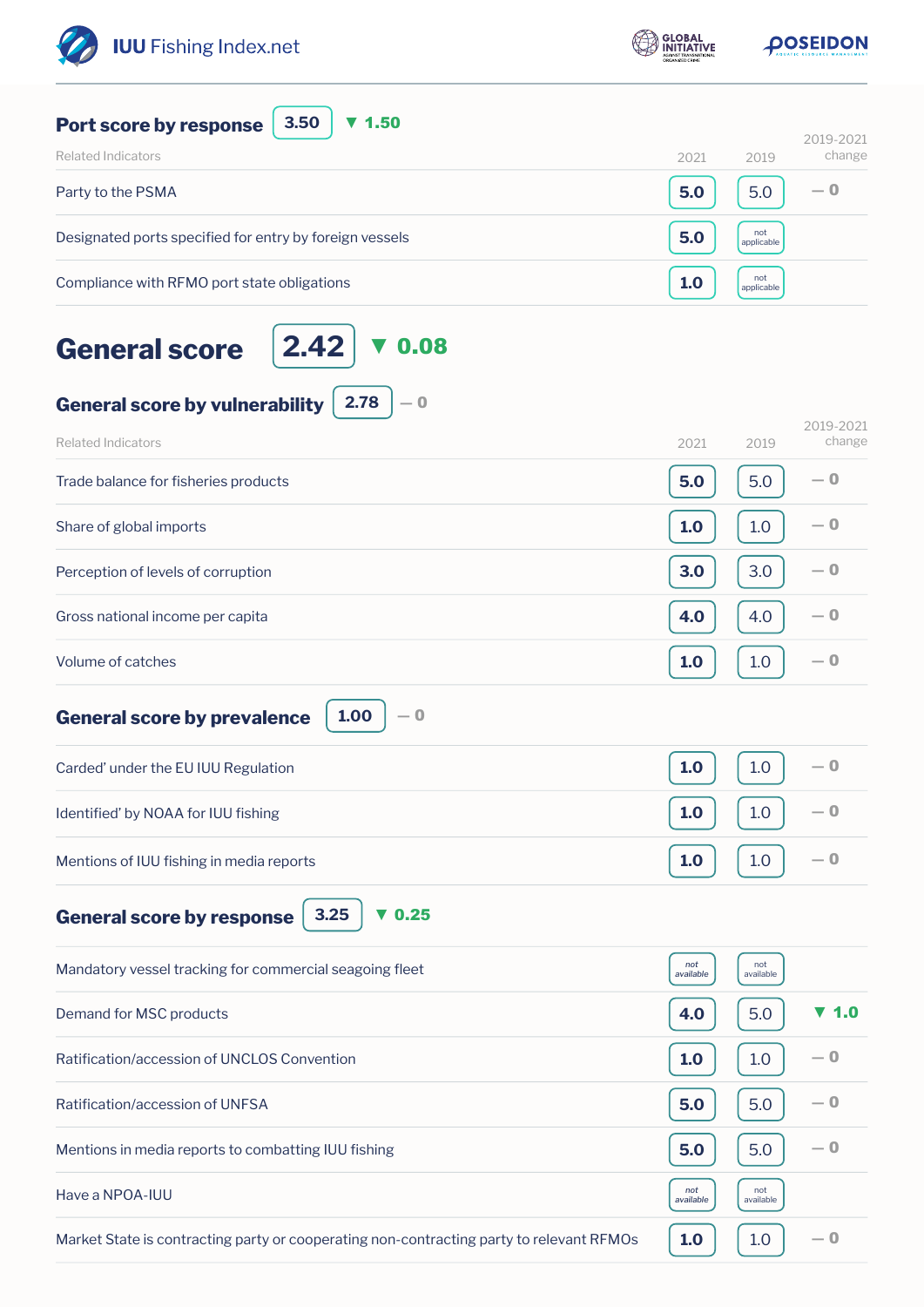## Port score by response 3.50 ▼ 1.50

| Related Indicators | 2021 | 2019 | 2019-2021 change |
|---|---|---|---|
| Party to the PSMA | 5.0 | 5.0 | — 0 |
| Designated ports specified for entry by foreign vessels | 5.0 | not applicable | |
| Compliance with RFMO port state obligations | 1.0 | not applicable | |

# General score 2.42 ▼ 0.08

## General score by vulnerability 2.78 — 0

| Related Indicators | 2021 | 2019 | 2019-2021 change |
|---|---|---|---|
| Trade balance for fisheries products | 5.0 | 5.0 | — 0 |
| Share of global imports | 1.0 | 1.0 | — 0 |
| Perception of levels of corruption | 3.0 | 3.0 | — 0 |
| Gross national income per capita | 4.0 | 4.0 | — 0 |
| Volume of catches | 1.0 | 1.0 | — 0 |

## General score by prevalence 1.00 — 0

| | | | |
|---|---|---|---|
| Carded' under the EU IUU Regulation | 1.0 | 1.0 | — 0 |
| Identified' by NOAA for IUU fishing | 1.0 | 1.0 | — 0 |
| Mentions of IUU fishing in media reports | 1.0 | 1.0 | — 0 |

## General score by response 3.25 ▼ 0.25

| | | | |
|---|---|---|---|
| Mandatory vessel tracking for commercial seagoing fleet | not available | not available | |
| Demand for MSC products | 4.0 | 5.0 | ▼ 1.0 |
| Ratification/accession of UNCLOS Convention | 1.0 | 1.0 | — 0 |
| Ratification/accession of UNFSA | 5.0 | 5.0 | — 0 |
| Mentions in media reports to combatting IUU fishing | 5.0 | 5.0 | — 0 |
| Have a NPOA-IUU | not available | not available | |
| Market State is contracting party or cooperating non-contracting party to relevant RFMOs | 1.0 | 1.0 | — 0 |